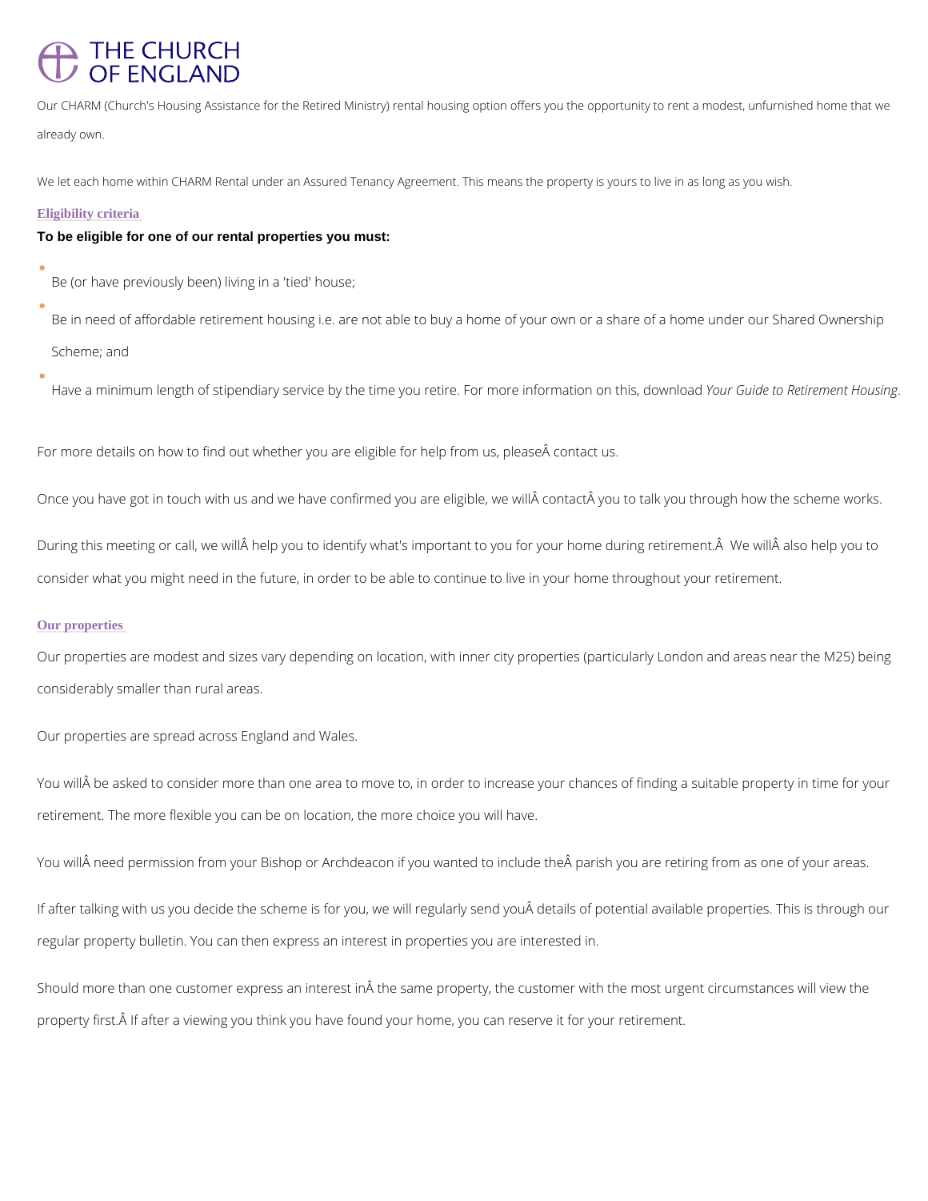# THE CHURCH OF ENGLAND

Our CHARM (Church's Housing Assistance for the Retired Ministry) rental housing option offers you the opportunity to rent a modest, unfurnished home that we already own.

We let each home within CHARM Rental under an Assured Tenancy Agreement. This means the property is yours to live in as long as you wish.

## Eligibility criteria

**To be eligible for one of our rental properties you must:**

- Be (or have previously been) living in a 'tied' house;
- Be in need of affordable retirement housing i.e. are not able to buy a home of your own or a share of a home under our Shared Ownership Scheme; and
- Have a minimum length of stipendiary service by the time you retire. For more information on this, download *Your Guide to Retirement Housing*.

For more details on how to find out whether you are eligible for help from us, pleaseÂ contact us.

Once you have got in touch with us and we have confirmed you are eligible, we willÂ contactÂ you to talk you through how the scheme works.

During this meeting or call, we willÂ help you to identify what's important to you for your home during retirement.Â  We willÂ also help you to consider what you might need in the future, in order to be able to continue to live in your home throughout your retirement.

## Our properties

Our properties are modest and sizes vary depending on location, with inner city properties (particularly London and areas near the M25) being considerably smaller than rural areas.

Our properties are spread across England and Wales.

You willÂ be asked to consider more than one area to move to, in order to increase your chances of finding a suitable property in time for your retirement. The more flexible you can be on location, the more choice you will have.

You willÂ need permission from your Bishop or Archdeacon if you wanted to include theÂ parish you are retiring from as one of your areas.

If after talking with us you decide the scheme is for you, we will regularly send youÂ details of potential available properties. This is through our regular property bulletin. You can then express an interest in properties you are interested in.

Should more than one customer express an interest inÂ the same property, the customer with the most urgent circumstances will view the property first.Â If after a viewing you think you have found your home, you can reserve it for your retirement.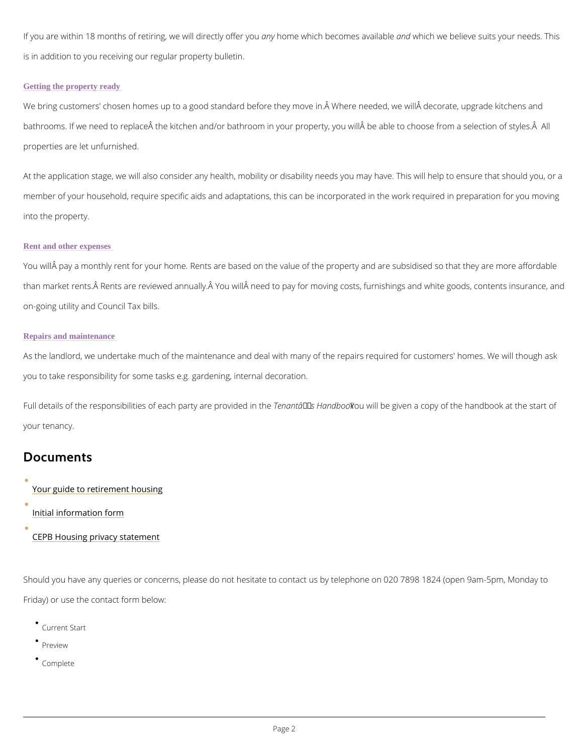If you are within 18 months of retiring, we will directly offer you *any* home which becomes available *and* which we believe suits your needs. This is in addition to you receiving our regular property bulletin.

### Getting the property ready

We bring customers' chosen homes up to a good standard before they move in.Â Where needed, we willÂ decorate, upgrade kitchens and bathrooms. If we need to replaceÂ the kitchen and/or bathroom in your property, you willÂ be able to choose from a selection of styles.Â  All properties are let unfurnished.

At the application stage, we will also consider any health, mobility or disability needs you may have. This will help to ensure that should you, or a member of your household, require specific aids and adaptations, this can be incorporated in the work required in preparation for you moving into the property.

### Rent and other expenses

You willÂ pay a monthly rent for your home. Rents are based on the value of the property and are subsidised so that they are more affordable than market rents.Â Rents are reviewed annually.Â You willÂ need to pay for moving costs, furnishings and white goods, contents insurance, and on-going utility and Council Tax bills.

### Repairs and maintenance

As the landlord, we undertake much of the maintenance and deal with many of the repairs required for customers' homes. We will though ask you to take responsibility for some tasks e.g. gardening, internal decoration.

Full details of the responsibilities of each party are provided in the *Tenantâs Handbook*. You will be given a copy of the handbook at the start of your tenancy.

## Documents

- Your guide to retirement housing
- Initial information form
- CEPB Housing privacy statement

Should you have any queries or concerns, please do not hesitate to contact us by telephone on 020 7898 1824 (open 9am-5pm, Monday to Friday) or use the contact form below:

- Current Start
- Preview
- Complete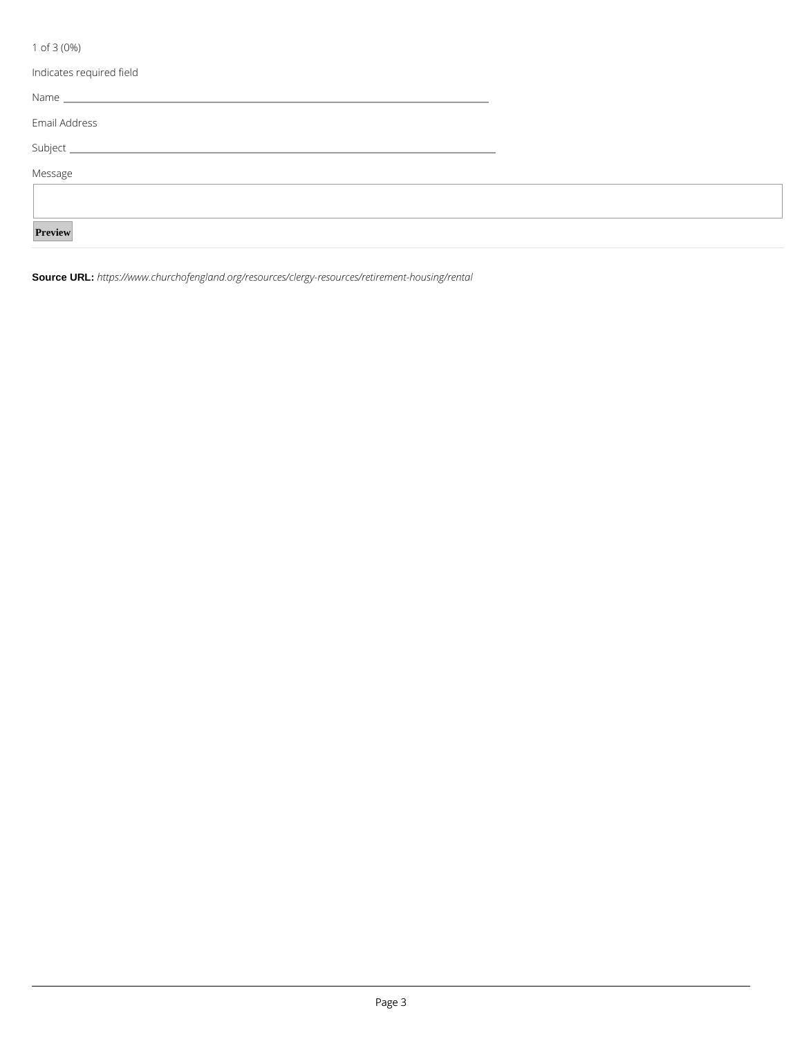1 of 3 (0%)

Indicates required field

Name ________________________________________________

Email Address

Subject ________________________________________________

Message

Preview

**Source URL:** *https://www.churchofengland.org/resources/clergy-resources/retirement-housing/rental*